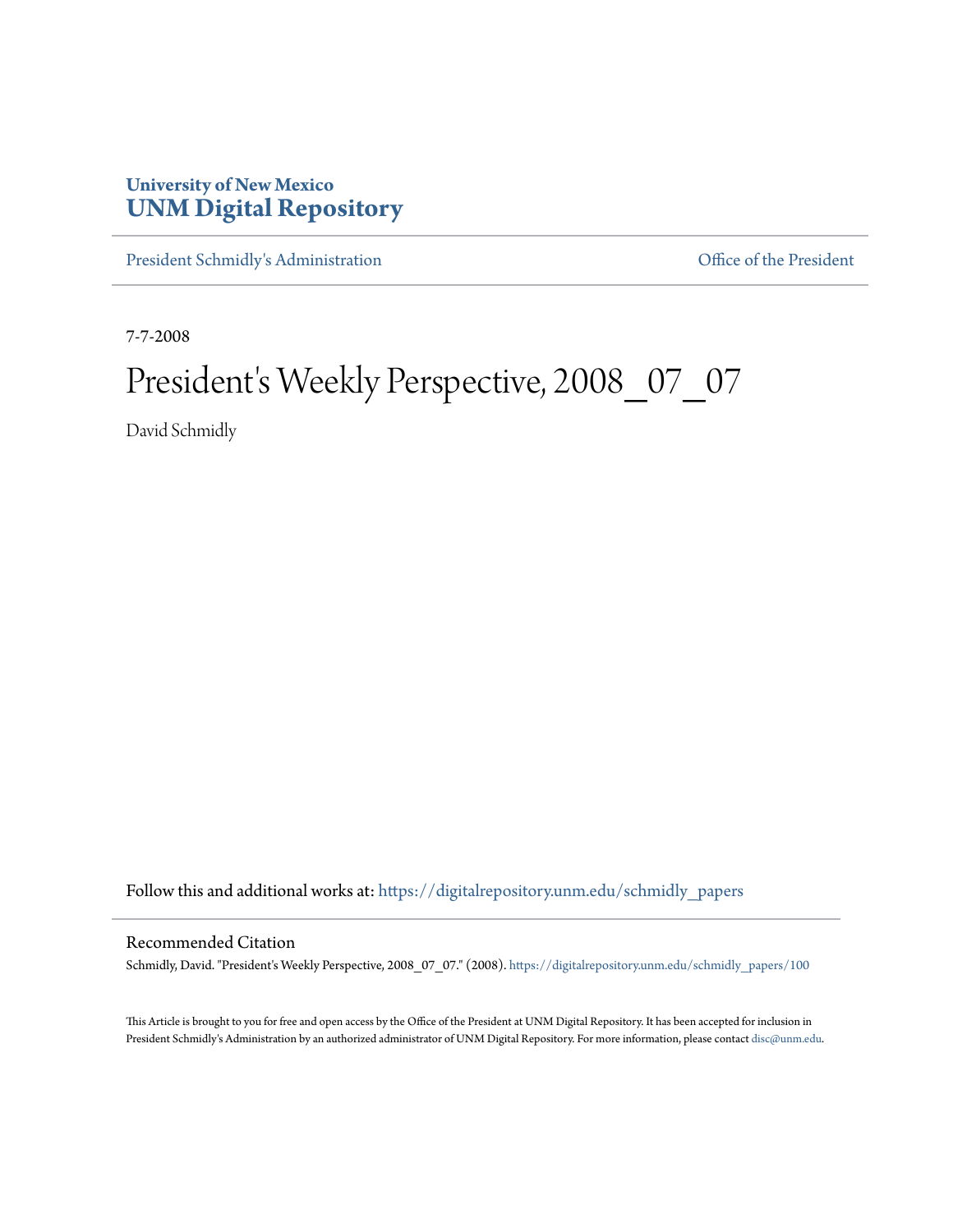University of New Mexico
**UNM Digital Repository**

President Schmidly's Administration | Office of the President

7-7-2008

# President's Weekly Perspective, 2008_07_07

David Schmidly

Follow this and additional works at: https://digitalrepository.unm.edu/schmidly_papers

## Recommended Citation

Schmidly, David. "President's Weekly Perspective, 2008_07_07." (2008). https://digitalrepository.unm.edu/schmidly_papers/100

This Article is brought to you for free and open access by the Office of the President at UNM Digital Repository. It has been accepted for inclusion in President Schmidly's Administration by an authorized administrator of UNM Digital Repository. For more information, please contact disc@unm.edu.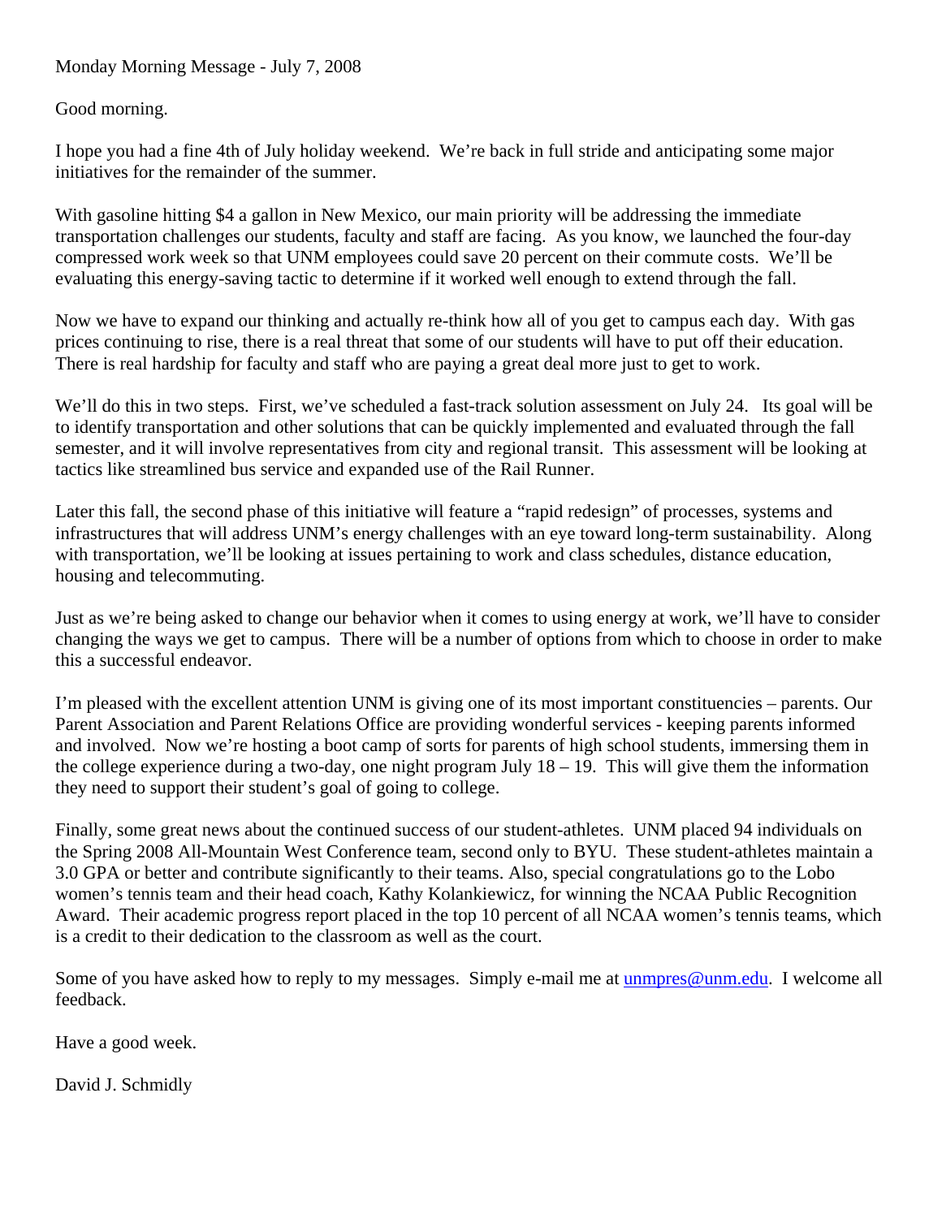Monday Morning Message - July 7, 2008

Good morning.

I hope you had a fine 4th of July holiday weekend. We're back in full stride and anticipating some major initiatives for the remainder of the summer.

With gasoline hitting $4 a gallon in New Mexico, our main priority will be addressing the immediate transportation challenges our students, faculty and staff are facing. As you know, we launched the four-day compressed work week so that UNM employees could save 20 percent on their commute costs. We'll be evaluating this energy-saving tactic to determine if it worked well enough to extend through the fall.

Now we have to expand our thinking and actually re-think how all of you get to campus each day. With gas prices continuing to rise, there is a real threat that some of our students will have to put off their education. There is real hardship for faculty and staff who are paying a great deal more just to get to work.

We'll do this in two steps. First, we've scheduled a fast-track solution assessment on July 24. Its goal will be to identify transportation and other solutions that can be quickly implemented and evaluated through the fall semester, and it will involve representatives from city and regional transit. This assessment will be looking at tactics like streamlined bus service and expanded use of the Rail Runner.

Later this fall, the second phase of this initiative will feature a "rapid redesign" of processes, systems and infrastructures that will address UNM's energy challenges with an eye toward long-term sustainability. Along with transportation, we'll be looking at issues pertaining to work and class schedules, distance education, housing and telecommuting.

Just as we're being asked to change our behavior when it comes to using energy at work, we'll have to consider changing the ways we get to campus. There will be a number of options from which to choose in order to make this a successful endeavor.

I'm pleased with the excellent attention UNM is giving one of its most important constituencies – parents. Our Parent Association and Parent Relations Office are providing wonderful services - keeping parents informed and involved. Now we're hosting a boot camp of sorts for parents of high school students, immersing them in the college experience during a two-day, one night program July 18 – 19. This will give them the information they need to support their student's goal of going to college.

Finally, some great news about the continued success of our student-athletes. UNM placed 94 individuals on the Spring 2008 All-Mountain West Conference team, second only to BYU. These student-athletes maintain a 3.0 GPA or better and contribute significantly to their teams. Also, special congratulations go to the Lobo women's tennis team and their head coach, Kathy Kolankiewicz, for winning the NCAA Public Recognition Award. Their academic progress report placed in the top 10 percent of all NCAA women's tennis teams, which is a credit to their dedication to the classroom as well as the court.

Some of you have asked how to reply to my messages. Simply e-mail me at unmpres@unm.edu. I welcome all feedback.

Have a good week.

David J. Schmidly